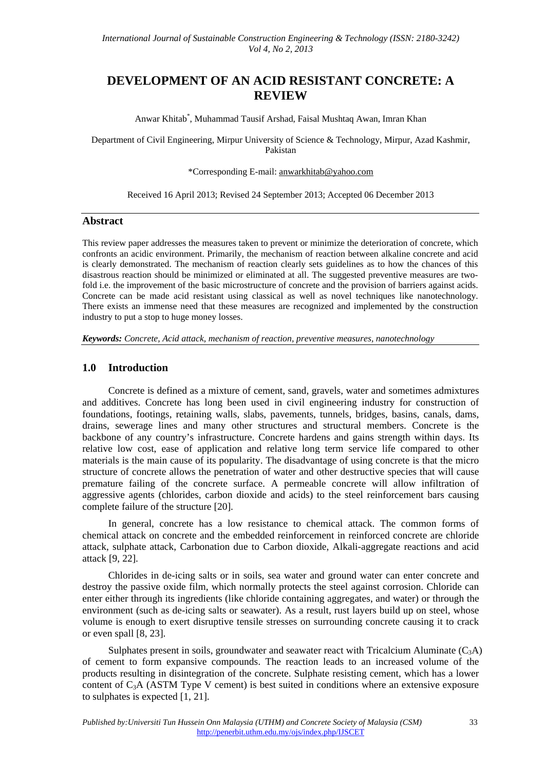# DEVELOPMENT OF AN ACID RESISTANT CONCRETE: A REVIEW

Anwar Khitab*, Muhammad Tausif Arshad, Faisal Mushtaq Awan, Imran Khan

Department of Civil Engineering, Mirpur University of Science & Technology, Mirpur, Azad Kashmir, Pakistan

*Corresponding E-mail: anwarkhitab@yahoo.com

Received 16 April 2013; Revised 24 September 2013; Accepted 06 December 2013

## Abstract

This review paper addresses the measures taken to prevent or minimize the deterioration of concrete, which confronts an acidic environment. Primarily, the mechanism of reaction between alkaline concrete and acid is clearly demonstrated. The mechanism of reaction clearly sets guidelines as to how the chances of this disastrous reaction should be minimized or eliminated at all. The suggested preventive measures are two-fold i.e. the improvement of the basic microstructure of concrete and the provision of barriers against acids. Concrete can be made acid resistant using classical as well as novel techniques like nanotechnology. There exists an immense need that these measures are recognized and implemented by the construction industry to put a stop to huge money losses.

***Keywords:** Concrete, Acid attack, mechanism of reaction, preventive measures, nanotechnology*

## 1.0 Introduction

Concrete is defined as a mixture of cement, sand, gravels, water and sometimes admixtures and additives. Concrete has long been used in civil engineering industry for construction of foundations, footings, retaining walls, slabs, pavements, tunnels, bridges, basins, canals, dams, drains, sewerage lines and many other structures and structural members. Concrete is the backbone of any country's infrastructure. Concrete hardens and gains strength within days. Its relative low cost, ease of application and relative long term service life compared to other materials is the main cause of its popularity. The disadvantage of using concrete is that the micro structure of concrete allows the penetration of water and other destructive species that will cause premature failing of the concrete surface. A permeable concrete will allow infiltration of aggressive agents (chlorides, carbon dioxide and acids) to the steel reinforcement bars causing complete failure of the structure [20].

In general, concrete has a low resistance to chemical attack. The common forms of chemical attack on concrete and the embedded reinforcement in reinforced concrete are chloride attack, sulphate attack, Carbonation due to Carbon dioxide, Alkali-aggregate reactions and acid attack [9, 22].

Chlorides in de-icing salts or in soils, sea water and ground water can enter concrete and destroy the passive oxide film, which normally protects the steel against corrosion. Chloride can enter either through its ingredients (like chloride containing aggregates, and water) or through the environment (such as de-icing salts or seawater). As a result, rust layers build up on steel, whose volume is enough to exert disruptive tensile stresses on surrounding concrete causing it to crack or even spall [8, 23].

Sulphates present in soils, groundwater and seawater react with Tricalcium Aluminate ($C_3A$) of cement to form expansive compounds. The reaction leads to an increased volume of the products resulting in disintegration of the concrete. Sulphate resisting cement, which has a lower content of $C_3A$ (ASTM Type V cement) is best suited in conditions where an extensive exposure to sulphates is expected [1, 21].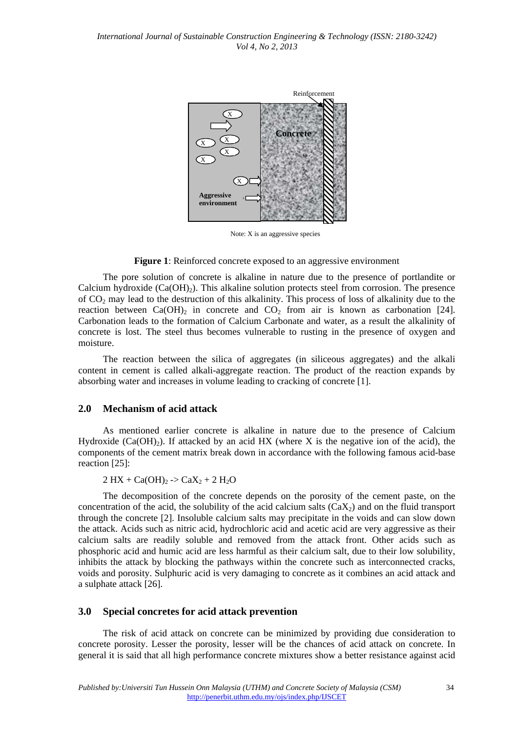Note: X is an aggressive species

**Figure 1**: Reinforced concrete exposed to an aggressive environment

The pore solution of concrete is alkaline in nature due to the presence of portlandite or Calcium hydroxide ($Ca(OH)_2$). This alkaline solution protects steel from corrosion. The presence of $CO_2$ may lead to the destruction of this alkalinity. This process of loss of alkalinity due to the reaction between $Ca(OH)_2$ in concrete and $CO_2$ from air is known as carbonation [24]. Carbonation leads to the formation of Calcium Carbonate and water, as a result the alkalinity of concrete is lost. The steel thus becomes vulnerable to rusting in the presence of oxygen and moisture.

The reaction between the silica of aggregates (in siliceous aggregates) and the alkali content in cement is called alkali-aggregate reaction. The product of the reaction expands by absorbing water and increases in volume leading to cracking of concrete [1].

## 2.0 Mechanism of acid attack

As mentioned earlier concrete is alkaline in nature due to the presence of Calcium Hydroxide ($Ca(OH)_2$). If attacked by an acid HX (where X is the negative ion of the acid), the components of the cement matrix break down in accordance with the following famous acid-base reaction [25]:

$$2\,HX + Ca(OH)_2 \rightarrow CaX_2 + 2\,H_2O$$

The decomposition of the concrete depends on the porosity of the cement paste, on the concentration of the acid, the solubility of the acid calcium salts ($CaX_2$) and on the fluid transport through the concrete [2]. Insoluble calcium salts may precipitate in the voids and can slow down the attack. Acids such as nitric acid, hydrochloric acid and acetic acid are very aggressive as their calcium salts are readily soluble and removed from the attack front. Other acids such as phosphoric acid and humic acid are less harmful as their calcium salt, due to their low solubility, inhibits the attack by blocking the pathways within the concrete such as interconnected cracks, voids and porosity. Sulphuric acid is very damaging to concrete as it combines an acid attack and a sulphate attack [26].

## 3.0 Special concretes for acid attack prevention

The risk of acid attack on concrete can be minimized by providing due consideration to concrete porosity. Lesser the porosity, lesser will be the chances of acid attack on concrete. In general it is said that all high performance concrete mixtures show a better resistance against acid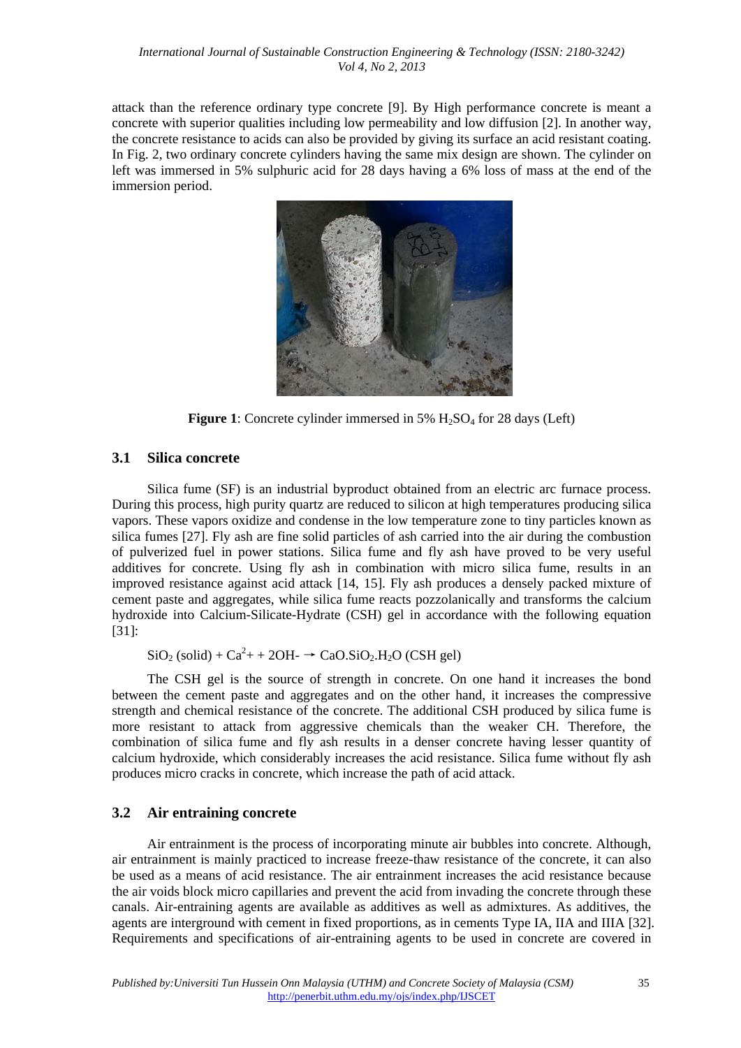attack than the reference ordinary type concrete [9]. By High performance concrete is meant a concrete with superior qualities including low permeability and low diffusion [2]. In another way, the concrete resistance to acids can also be provided by giving its surface an acid resistant coating. In Fig. 2, two ordinary concrete cylinders having the same mix design are shown. The cylinder on left was immersed in 5% sulphuric acid for 28 days having a 6% loss of mass at the end of the immersion period.

**Figure 1**: Concrete cylinder immersed in 5% $H_2SO_4$ for 28 days (Left)

### 3.1 Silica concrete

Silica fume (SF) is an industrial byproduct obtained from an electric arc furnace process. During this process, high purity quartz are reduced to silicon at high temperatures producing silica vapors. These vapors oxidize and condense in the low temperature zone to tiny particles known as silica fumes [27]. Fly ash are fine solid particles of ash carried into the air during the combustion of pulverized fuel in power stations. Silica fume and fly ash have proved to be very useful additives for concrete. Using fly ash in combination with micro silica fume, results in an improved resistance against acid attack [14, 15]. Fly ash produces a densely packed mixture of cement paste and aggregates, while silica fume reacts pozzolanically and transforms the calcium hydroxide into Calcium-Silicate-Hydrate (CSH) gel in accordance with the following equation [31]:

$SiO_2$ (solid) + $Ca^2$+ + 2OH- → $CaO.SiO_2.H_2O$ (CSH gel)

The CSH gel is the source of strength in concrete. On one hand it increases the bond between the cement paste and aggregates and on the other hand, it increases the compressive strength and chemical resistance of the concrete. The additional CSH produced by silica fume is more resistant to attack from aggressive chemicals than the weaker CH. Therefore, the combination of silica fume and fly ash results in a denser concrete having lesser quantity of calcium hydroxide, which considerably increases the acid resistance. Silica fume without fly ash produces micro cracks in concrete, which increase the path of acid attack.

### 3.2 Air entraining concrete

Air entrainment is the process of incorporating minute air bubbles into concrete. Although, air entrainment is mainly practiced to increase freeze-thaw resistance of the concrete, it can also be used as a means of acid resistance. The air entrainment increases the acid resistance because the air voids block micro capillaries and prevent the acid from invading the concrete through these canals. Air-entraining agents are available as additives as well as admixtures. As additives, the agents are interground with cement in fixed proportions, as in cements Type IA, IIA and IIIA [32]. Requirements and specifications of air-entraining agents to be used in concrete are covered in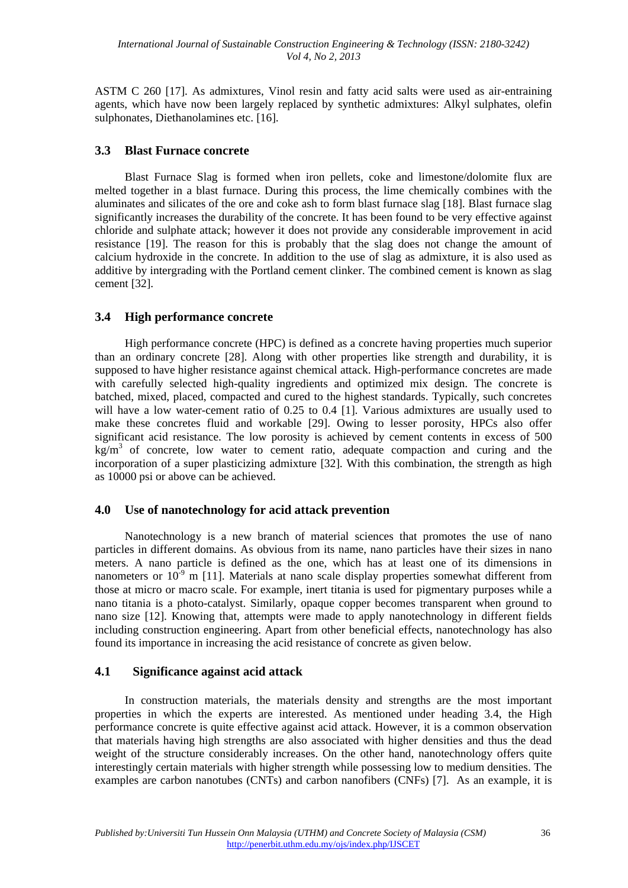ASTM C 260 [17]. As admixtures, Vinol resin and fatty acid salts were used as air-entraining agents, which have now been largely replaced by synthetic admixtures: Alkyl sulphates, olefin sulphonates, Diethanolamines etc. [16].

## 3.3 Blast Furnace concrete

Blast Furnace Slag is formed when iron pellets, coke and limestone/dolomite flux are melted together in a blast furnace. During this process, the lime chemically combines with the aluminates and silicates of the ore and coke ash to form blast furnace slag [18]. Blast furnace slag significantly increases the durability of the concrete. It has been found to be very effective against chloride and sulphate attack; however it does not provide any considerable improvement in acid resistance [19]. The reason for this is probably that the slag does not change the amount of calcium hydroxide in the concrete. In addition to the use of slag as admixture, it is also used as additive by intergrading with the Portland cement clinker. The combined cement is known as slag cement [32].

## 3.4 High performance concrete

High performance concrete (HPC) is defined as a concrete having properties much superior than an ordinary concrete [28]. Along with other properties like strength and durability, it is supposed to have higher resistance against chemical attack. High-performance concretes are made with carefully selected high-quality ingredients and optimized mix design. The concrete is batched, mixed, placed, compacted and cured to the highest standards. Typically, such concretes will have a low water-cement ratio of 0.25 to 0.4 [1]. Various admixtures are usually used to make these concretes fluid and workable [29]. Owing to lesser porosity, HPCs also offer significant acid resistance. The low porosity is achieved by cement contents in excess of 500 $kg/m^3$ of concrete, low water to cement ratio, adequate compaction and curing and the incorporation of a super plasticizing admixture [32]. With this combination, the strength as high as 10000 psi or above can be achieved.

## 4.0 Use of nanotechnology for acid attack prevention

Nanotechnology is a new branch of material sciences that promotes the use of nano particles in different domains. As obvious from its name, nano particles have their sizes in nano meters. A nano particle is defined as the one, which has at least one of its dimensions in nanometers or $10^{-9}$ m [11]. Materials at nano scale display properties somewhat different from those at micro or macro scale. For example, inert titania is used for pigmentary purposes while a nano titania is a photo-catalyst. Similarly, opaque copper becomes transparent when ground to nano size [12]. Knowing that, attempts were made to apply nanotechnology in different fields including construction engineering. Apart from other beneficial effects, nanotechnology has also found its importance in increasing the acid resistance of concrete as given below.

## 4.1 Significance against acid attack

In construction materials, the materials density and strengths are the most important properties in which the experts are interested. As mentioned under heading 3.4, the High performance concrete is quite effective against acid attack. However, it is a common observation that materials having high strengths are also associated with higher densities and thus the dead weight of the structure considerably increases. On the other hand, nanotechnology offers quite interestingly certain materials with higher strength while possessing low to medium densities. The examples are carbon nanotubes (CNTs) and carbon nanofibers (CNFs) [7]. As an example, it is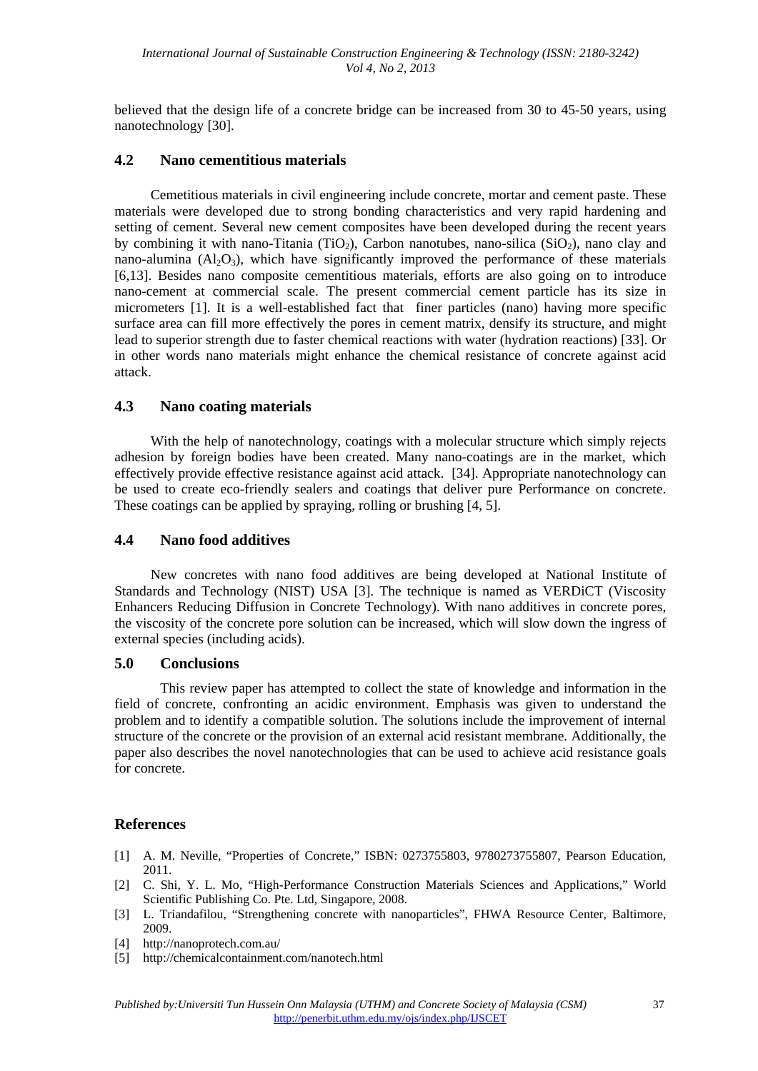believed that the design life of a concrete bridge can be increased from 30 to 45-50 years, using nanotechnology [30].

## 4.2 Nano cementitious materials

Cemetitious materials in civil engineering include concrete, mortar and cement paste. These materials were developed due to strong bonding characteristics and very rapid hardening and setting of cement. Several new cement composites have been developed during the recent years by combining it with nano-Titania ($TiO_2$), Carbon nanotubes, nano-silica ($SiO_2$), nano clay and nano-alumina ($Al_2O_3$), which have significantly improved the performance of these materials [6,13]. Besides nano composite cementitious materials, efforts are also going on to introduce nano-cement at commercial scale. The present commercial cement particle has its size in micrometers [1]. It is a well-established fact that finer particles (nano) having more specific surface area can fill more effectively the pores in cement matrix, densify its structure, and might lead to superior strength due to faster chemical reactions with water (hydration reactions) [33]. Or in other words nano materials might enhance the chemical resistance of concrete against acid attack.

## 4.3 Nano coating materials

With the help of nanotechnology, coatings with a molecular structure which simply rejects adhesion by foreign bodies have been created. Many nano-coatings are in the market, which effectively provide effective resistance against acid attack. [34]. Appropriate nanotechnology can be used to create eco-friendly sealers and coatings that deliver pure Performance on concrete. These coatings can be applied by spraying, rolling or brushing [4, 5].

## 4.4 Nano food additives

New concretes with nano food additives are being developed at National Institute of Standards and Technology (NIST) USA [3]. The technique is named as VERDiCT (Viscosity Enhancers Reducing Diffusion in Concrete Technology). With nano additives in concrete pores, the viscosity of the concrete pore solution can be increased, which will slow down the ingress of external species (including acids).

## 5.0 Conclusions

This review paper has attempted to collect the state of knowledge and information in the field of concrete, confronting an acidic environment. Emphasis was given to understand the problem and to identify a compatible solution. The solutions include the improvement of internal structure of the concrete or the provision of an external acid resistant membrane. Additionally, the paper also describes the novel nanotechnologies that can be used to achieve acid resistance goals for concrete.

## References

[1] A. M. Neville, "Properties of Concrete," ISBN: 0273755803, 9780273755807, Pearson Education, 2011.

[2] C. Shi, Y. L. Mo, "High-Performance Construction Materials Sciences and Applications," World Scientific Publishing Co. Pte. Ltd, Singapore, 2008.

[3] L. Triandafilou, "Strengthening concrete with nanoparticles", FHWA Resource Center, Baltimore, 2009.

[4] http://nanoprotech.com.au/

[5] http://chemicalcontainment.com/nanotech.html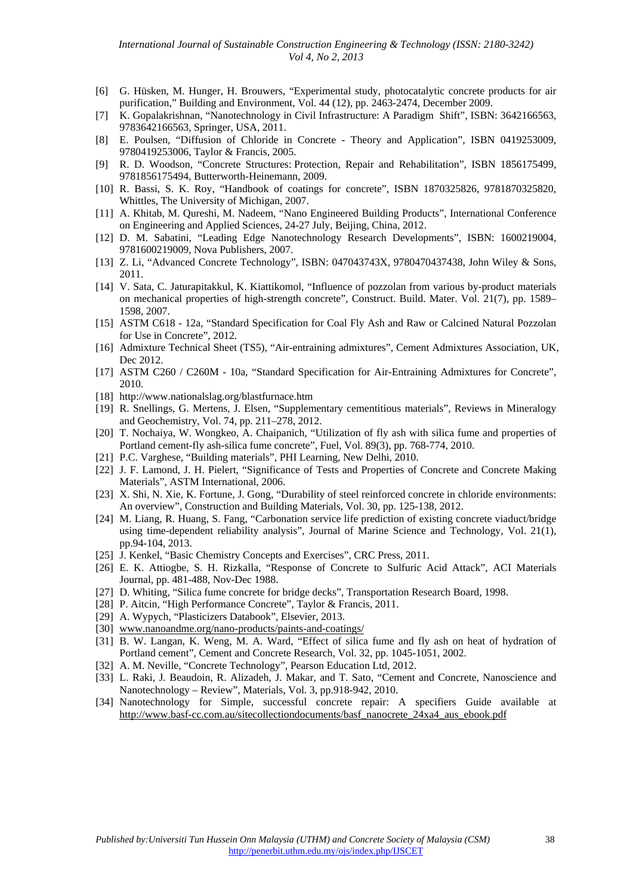[6] G. Hüsken, M. Hunger, H. Brouwers, "Experimental study, photocatalytic concrete products for air purification," Building and Environment, Vol. 44 (12), pp. 2463-2474, December 2009.

[7] K. Gopalakrishnan, "Nanotechnology in Civil Infrastructure: A Paradigm Shift", ISBN: 3642166563, 9783642166563, Springer, USA, 2011.

[8] E. Poulsen, "Diffusion of Chloride in Concrete - Theory and Application", ISBN 0419253009, 9780419253006, Taylor & Francis, 2005.

[9] R. D. Woodson, "Concrete Structures: Protection, Repair and Rehabilitation", ISBN 1856175499, 9781856175494, Butterworth-Heinemann, 2009.

[10] R. Bassi, S. K. Roy, "Handbook of coatings for concrete", ISBN 1870325826, 9781870325820, Whittles, The University of Michigan, 2007.

[11] A. Khitab, M. Qureshi, M. Nadeem, "Nano Engineered Building Products", International Conference on Engineering and Applied Sciences, 24-27 July, Beijing, China, 2012.

[12] D. M. Sabatini, "Leading Edge Nanotechnology Research Developments", ISBN: 1600219004, 9781600219009, Nova Publishers, 2007.

[13] Z. Li, "Advanced Concrete Technology", ISBN: 047043743X, 9780470437438, John Wiley & Sons, 2011.

[14] V. Sata, C. Jaturapitakkul, K. Kiattikomol, "Influence of pozzolan from various by-product materials on mechanical properties of high-strength concrete", Construct. Build. Mater. Vol. 21(7), pp. 1589–1598, 2007.

[15] ASTM C618 - 12a, "Standard Specification for Coal Fly Ash and Raw or Calcined Natural Pozzolan for Use in Concrete", 2012.

[16] Admixture Technical Sheet (TS5), "Air-entraining admixtures", Cement Admixtures Association, UK, Dec 2012.

[17] ASTM C260 / C260M - 10a, "Standard Specification for Air-Entraining Admixtures for Concrete", 2010.

[18] http://www.nationalslag.org/blastfurnace.htm

[19] R. Snellings, G. Mertens, J. Elsen, "Supplementary cementitious materials", Reviews in Mineralogy and Geochemistry, Vol. 74, pp. 211–278, 2012.

[20] T. Nochaiya, W. Wongkeo, A. Chaipanich, "Utilization of fly ash with silica fume and properties of Portland cement-fly ash-silica fume concrete", Fuel, Vol. 89(3), pp. 768-774, 2010.

[21] P.C. Varghese, "Building materials", PHI Learning, New Delhi, 2010.

[22] J. F. Lamond, J. H. Pielert, "Significance of Tests and Properties of Concrete and Concrete Making Materials", ASTM International, 2006.

[23] X. Shi, N. Xie, K. Fortune, J. Gong, "Durability of steel reinforced concrete in chloride environments: An overview", Construction and Building Materials, Vol. 30, pp. 125-138, 2012.

[24] M. Liang, R. Huang, S. Fang, "Carbonation service life prediction of existing concrete viaduct/bridge using time-dependent reliability analysis", Journal of Marine Science and Technology, Vol. 21(1), pp.94-104, 2013.

[25] J. Kenkel, "Basic Chemistry Concepts and Exercises", CRC Press, 2011.

[26] E. K. Attiogbe, S. H. Rizkalla, "Response of Concrete to Sulfuric Acid Attack", ACI Materials Journal, pp. 481-488, Nov-Dec 1988.

[27] D. Whiting, "Silica fume concrete for bridge decks", Transportation Research Board, 1998.

[28] P. Aitcin, "High Performance Concrete", Taylor & Francis, 2011.

[29] A. Wypych, "Plasticizers Databook", Elsevier, 2013.

[30] www.nanoandme.org/nano-products/paints-and-coatings/

[31] B. W. Langan, K. Weng, M. A. Ward, "Effect of silica fume and fly ash on heat of hydration of Portland cement", Cement and Concrete Research, Vol. 32, pp. 1045-1051, 2002.

[32] A. M. Neville, "Concrete Technology", Pearson Education Ltd, 2012.

[33] L. Raki, J. Beaudoin, R. Alizadeh, J. Makar, and T. Sato, "Cement and Concrete, Nanoscience and Nanotechnology – Review", Materials, Vol. 3, pp.918-942, 2010.

[34] Nanotechnology for Simple, successful concrete repair: A specifiers Guide available at http://www.basf-cc.com.au/sitecollectiondocuments/basf_nanocrete_24xa4_aus_ebook.pdf